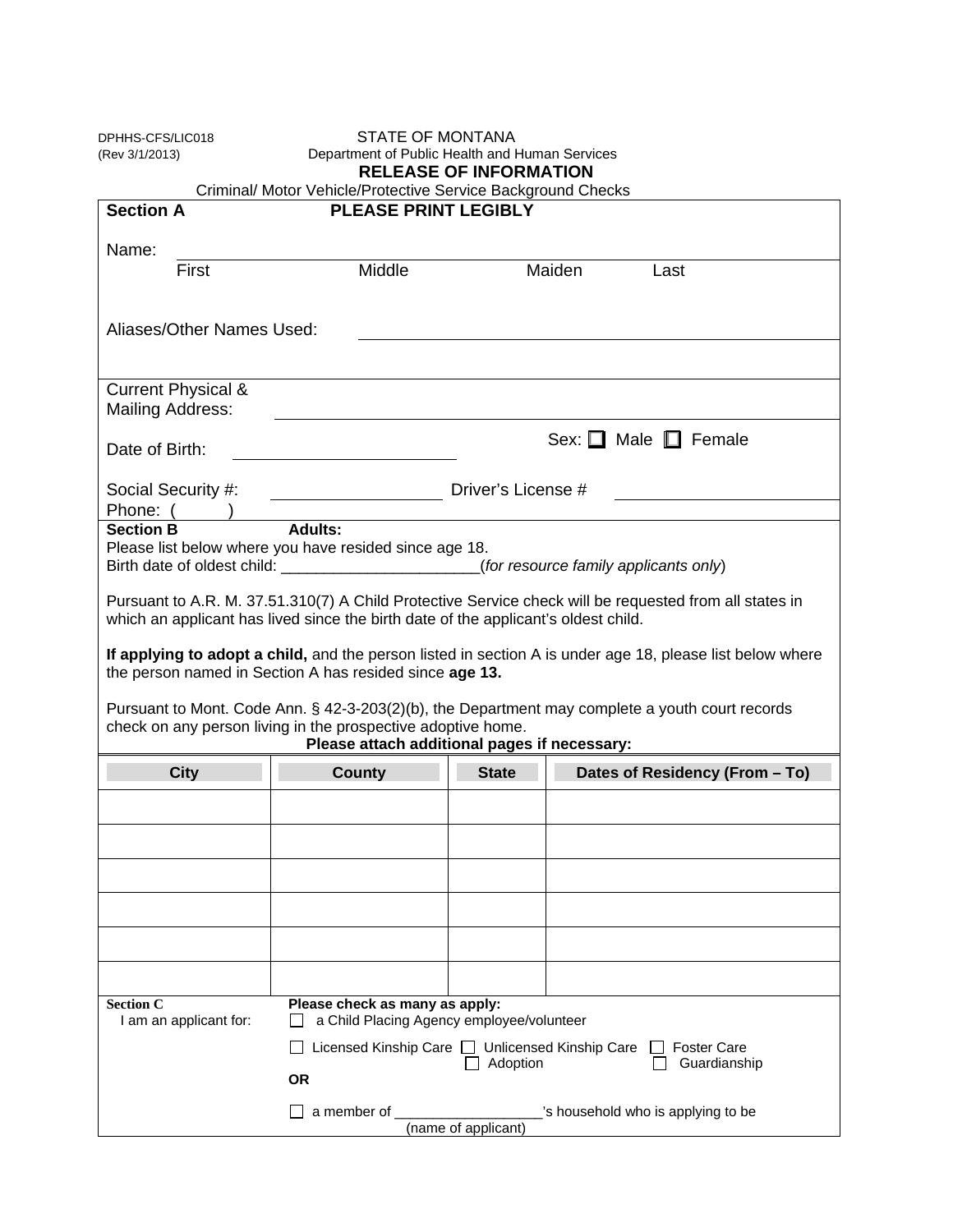DPHHS-CFS/LIC018
(Rev 3/1/2013)

STATE OF MONTANA
Department of Public Health and Human Services

# RELEASE OF INFORMATION

Criminal/ Motor Vehicle/Protective Service Background Checks

**Section A** **PLEASE PRINT LEGIBLY**

Name: ______________________________________________
First Middle Maiden Last

Aliases/Other Names Used: ______________________________________________

Current Physical & Mailing Address: ______________________________________________

Date of Birth: ____________________ Sex: ☐ Male ☐ Female

Social Security #: ____________________ Driver's License # ____________________

Phone: ( )

**Section B** **Adults:**
Please list below where you have resided since age 18.
Birth date of oldest child: _______________________(*for resource family applicants only*)

Pursuant to A.R. M. 37.51.310(7) A Child Protective Service check will be requested from all states in which an applicant has lived since the birth date of the applicant's oldest child.

**If applying to adopt a child,** and the person listed in section A is under age 18, please list below where the person named in Section A has resided since **age 13.**

Pursuant to Mont. Code Ann. § 42-3-203(2)(b), the Department may complete a youth court records check on any person living in the prospective adoptive home.

**Please attach additional pages if necessary:**

| City | County | State | Dates of Residency (From – To) |
|---|---|---|---|
| | | | |
| | | | |
| | | | |
| | | | |
| | | | |
| | | | |

**Section C**
I am an applicant for:

**Please check as many as apply:**

☐ a Child Placing Agency employee/volunteer

☐ Licensed Kinship Care ☐ Unlicensed Kinship Care ☐ Foster Care
☐ Adoption ☐ Guardianship

**OR**

☐ a member of __________________'s household who is applying to be
(name of applicant)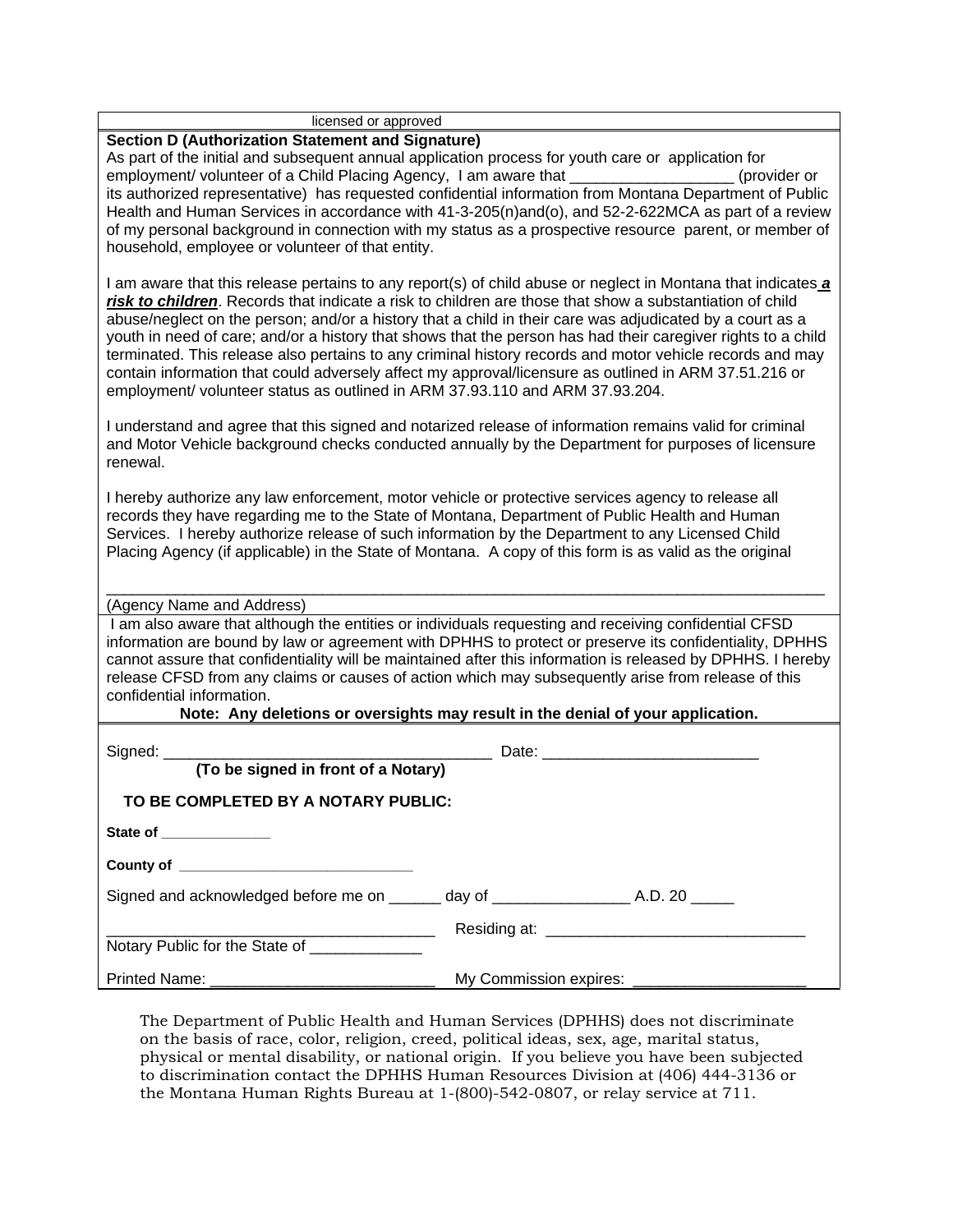licensed or approved

**Section D (Authorization Statement and Signature)**

As part of the initial and subsequent annual application process for youth care or application for employment/ volunteer of a Child Placing Agency, I am aware that ___________________ (provider or its authorized representative) has requested confidential information from Montana Department of Public Health and Human Services in accordance with 41-3-205(n)and(o), and 52-2-622MCA as part of a review of my personal background in connection with my status as a prospective resource parent, or member of household, employee or volunteer of that entity.

I am aware that this release pertains to any report(s) of child abuse or neglect in Montana that indicates ***a risk to children***. Records that indicate a risk to children are those that show a substantiation of child abuse/neglect on the person; and/or a history that a child in their care was adjudicated by a court as a youth in need of care; and/or a history that shows that the person has had their caregiver rights to a child terminated. This release also pertains to any criminal history records and motor vehicle records and may contain information that could adversely affect my approval/licensure as outlined in ARM 37.51.216 or employment/ volunteer status as outlined in ARM 37.93.110 and ARM 37.93.204.

I understand and agree that this signed and notarized release of information remains valid for criminal and Motor Vehicle background checks conducted annually by the Department for purposes of licensure renewal.

I hereby authorize any law enforcement, motor vehicle or protective services agency to release all records they have regarding me to the State of Montana, Department of Public Health and Human Services. I hereby authorize release of such information by the Department to any Licensed Child Placing Agency (if applicable) in the State of Montana. A copy of this form is as valid as the original

_______________________________________________________________________________

(Agency Name and Address)

I am also aware that although the entities or individuals requesting and receiving confidential CFSD information are bound by law or agreement with DPHHS to protect or preserve its confidentiality, DPHHS cannot assure that confidentiality will be maintained after this information is released by DPHHS. I hereby release CFSD from any claims or causes of action which may subsequently arise from release of this confidential information.

**Note: Any deletions or oversights may result in the denial of your application.**

Signed: _____________________________________ Date: ________________________

**(To be signed in front of a Notary)**

**TO BE COMPLETED BY A NOTARY PUBLIC:**

**State of _____________**

**County of ___________________________**

Signed and acknowledged before me on ______ day of ________________ A.D. 20 _____

_____________________________________ Residing at: ______________________________

Notary Public for the State of _____________

Printed Name: _________________________ My Commission expires: ___________________

The Department of Public Health and Human Services (DPHHS) does not discriminate on the basis of race, color, religion, creed, political ideas, sex, age, marital status, physical or mental disability, or national origin. If you believe you have been subjected to discrimination contact the DPHHS Human Resources Division at (406) 444-3136 or the Montana Human Rights Bureau at 1-(800)-542-0807, or relay service at 711.